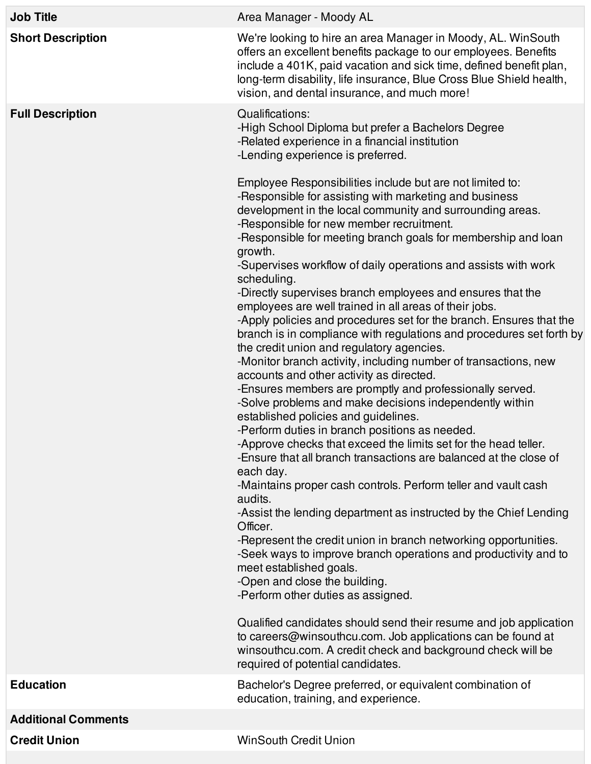| Job Title | Area Manager - Moody AL |
| --- | --- |
| Short Description | We're looking to hire an area Manager in Moody, AL. WinSouth offers an excellent benefits package to our employees. Benefits include a 401K, paid vacation and sick time, defined benefit plan, long-term disability, life insurance, Blue Cross Blue Shield health, vision, and dental insurance, and much more! |
| Full Description | Qualifications:<br>-High School Diploma but prefer a Bachelors Degree<br>-Related experience in a financial institution<br>-Lending experience is preferred.<br><br>Employee Responsibilities include but are not limited to:<br>-Responsible for assisting with marketing and business development in the local community and surrounding areas.<br>-Responsible for new member recruitment.<br>-Responsible for meeting branch goals for membership and loan growth.<br>-Supervises workflow of daily operations and assists with work scheduling.<br>-Directly supervises branch employees and ensures that the employees are well trained in all areas of their jobs.<br>-Apply policies and procedures set for the branch. Ensures that the branch is in compliance with regulations and procedures set forth by the credit union and regulatory agencies.<br>-Monitor branch activity, including number of transactions, new accounts and other activity as directed.<br>-Ensures members are promptly and professionally served.<br>-Solve problems and make decisions independently within established policies and guidelines.<br>-Perform duties in branch positions as needed.<br>-Approve checks that exceed the limits set for the head teller.<br>-Ensure that all branch transactions are balanced at the close of each day.<br>-Maintains proper cash controls. Perform teller and vault cash audits.<br>-Assist the lending department as instructed by the Chief Lending Officer.<br>-Represent the credit union in branch networking opportunities.<br>-Seek ways to improve branch operations and productivity and to meet established goals.<br>-Open and close the building.<br>-Perform other duties as assigned.<br><br>Qualified candidates should send their resume and job application to careers@winsouthcu.com. Job applications can be found at winsouthcu.com. A credit check and background check will be required of potential candidates. |
| Education | Bachelor's Degree preferred, or equivalent combination of education, training, and experience. |
| Additional Comments | |
| Credit Union | WinSouth Credit Union |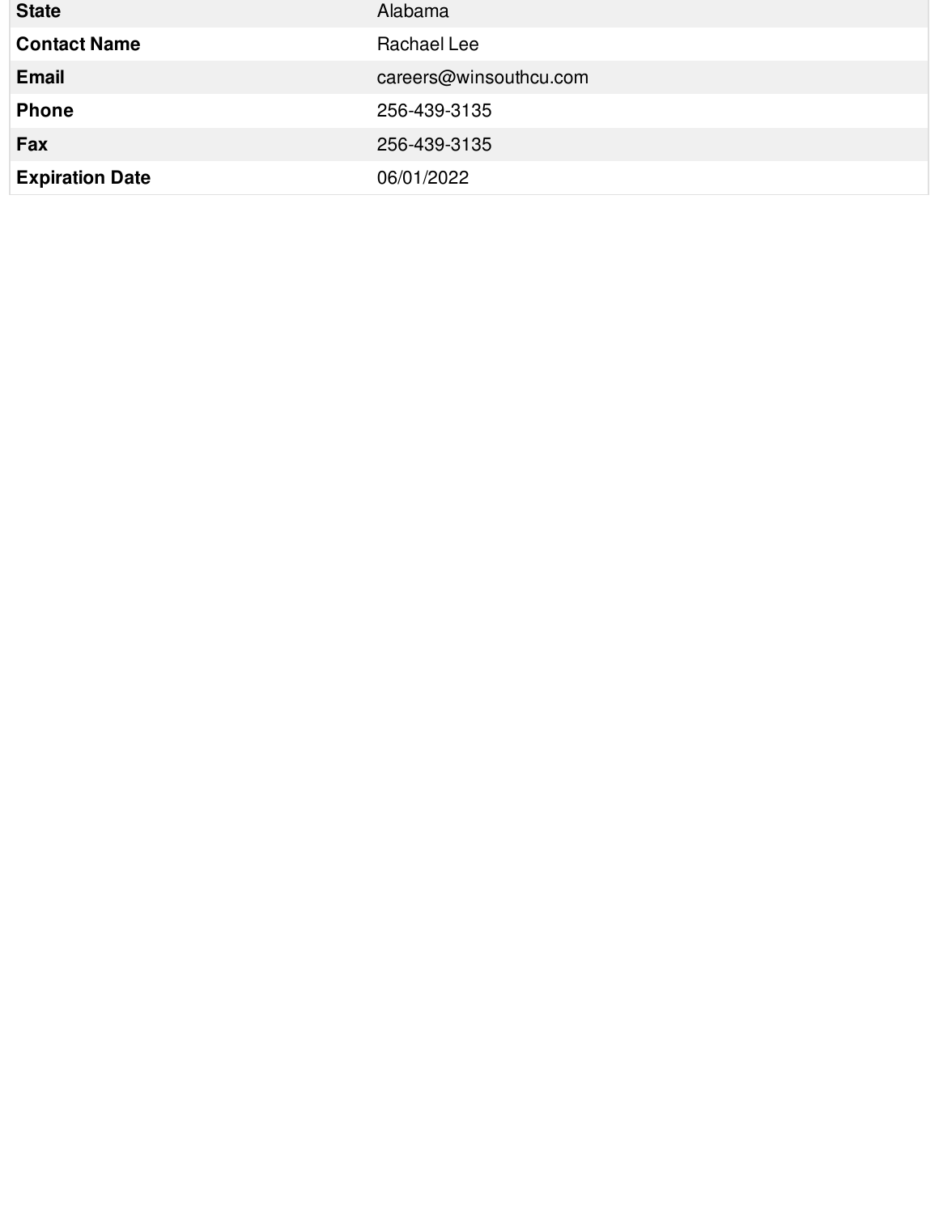| | |
|---|---|
| **State** | Alabama |
| **Contact Name** | Rachael Lee |
| **Email** | careers@winsouthcu.com |
| **Phone** | 256-439-3135 |
| **Fax** | 256-439-3135 |
| **Expiration Date** | 06/01/2022 |